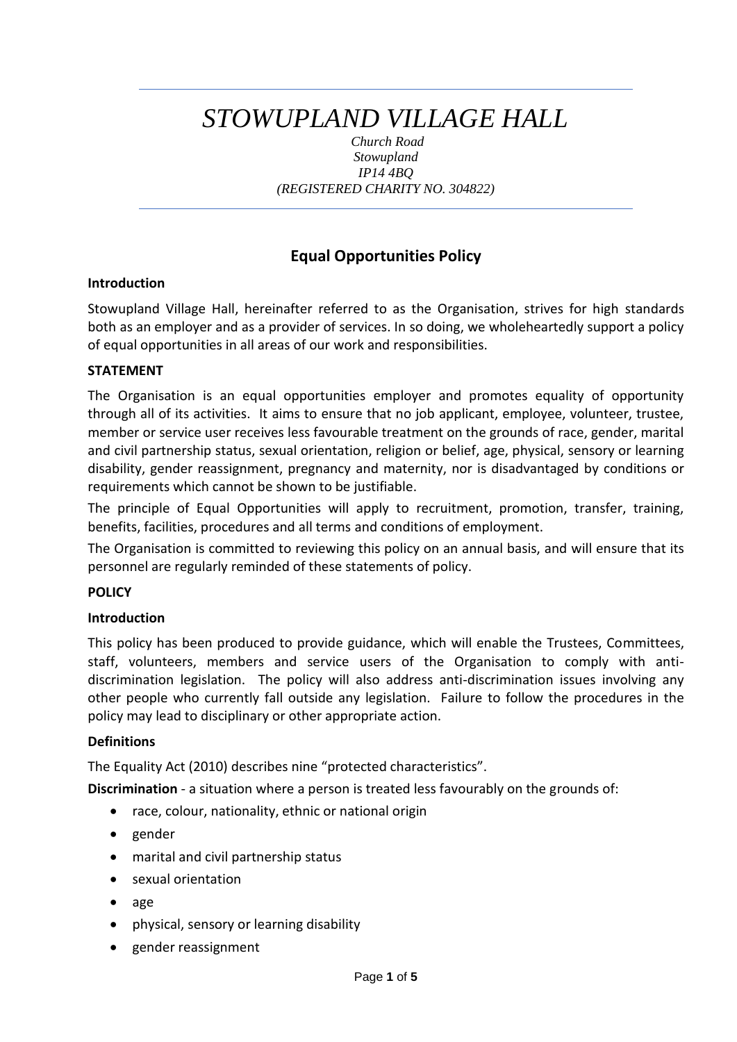# *STOWUPLAND VILLAGE HALL*

*Church Road*
*Stowupland*
*IP14 4BQ*
*(REGISTERED CHARITY NO. 304822)*

## Equal Opportunities Policy

**Introduction**

Stowupland Village Hall, hereinafter referred to as the Organisation, strives for high standards both as an employer and as a provider of services. In so doing, we wholeheartedly support a policy of equal opportunities in all areas of our work and responsibilities.

**STATEMENT**

The Organisation is an equal opportunities employer and promotes equality of opportunity through all of its activities. It aims to ensure that no job applicant, employee, volunteer, trustee, member or service user receives less favourable treatment on the grounds of race, gender, marital and civil partnership status, sexual orientation, religion or belief, age, physical, sensory or learning disability, gender reassignment, pregnancy and maternity, nor is disadvantaged by conditions or requirements which cannot be shown to be justifiable.

The principle of Equal Opportunities will apply to recruitment, promotion, transfer, training, benefits, facilities, procedures and all terms and conditions of employment.

The Organisation is committed to reviewing this policy on an annual basis, and will ensure that its personnel are regularly reminded of these statements of policy.

**POLICY**

**Introduction**

This policy has been produced to provide guidance, which will enable the Trustees, Committees, staff, volunteers, members and service users of the Organisation to comply with anti-discrimination legislation. The policy will also address anti-discrimination issues involving any other people who currently fall outside any legislation. Failure to follow the procedures in the policy may lead to disciplinary or other appropriate action.

**Definitions**

The Equality Act (2010) describes nine "protected characteristics".

**Discrimination** - a situation where a person is treated less favourably on the grounds of:

- race, colour, nationality, ethnic or national origin
- gender
- marital and civil partnership status
- sexual orientation
- age
- physical, sensory or learning disability
- gender reassignment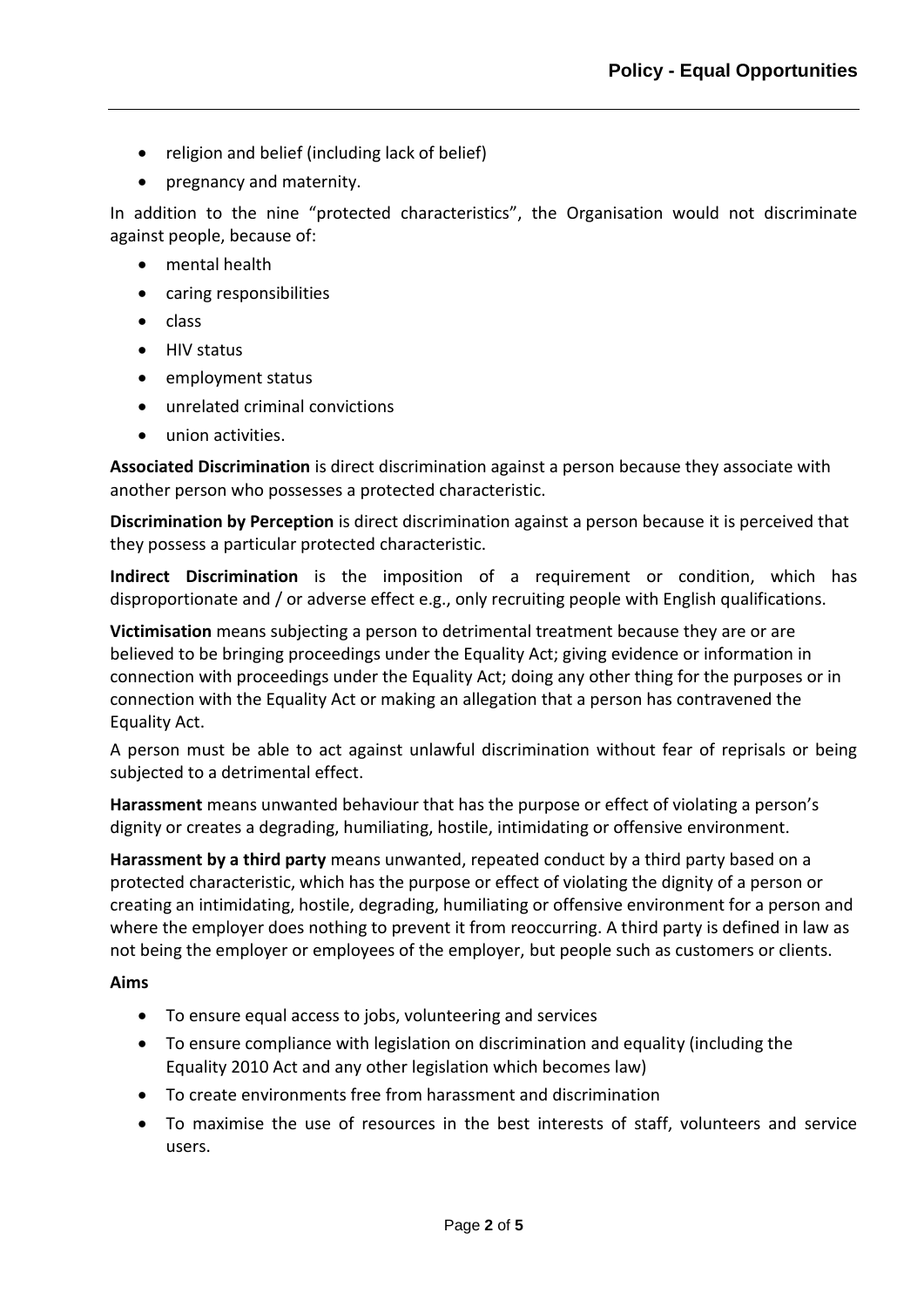- religion and belief (including lack of belief)
- pregnancy and maternity.

In addition to the nine "protected characteristics", the Organisation would not discriminate against people, because of:

- mental health
- caring responsibilities
- class
- HIV status
- employment status
- unrelated criminal convictions
- union activities.

**Associated Discrimination** is direct discrimination against a person because they associate with another person who possesses a protected characteristic.

**Discrimination by Perception** is direct discrimination against a person because it is perceived that they possess a particular protected characteristic.

**Indirect Discrimination** is the imposition of a requirement or condition, which has disproportionate and / or adverse effect e.g., only recruiting people with English qualifications.

**Victimisation** means subjecting a person to detrimental treatment because they are or are believed to be bringing proceedings under the Equality Act; giving evidence or information in connection with proceedings under the Equality Act; doing any other thing for the purposes or in connection with the Equality Act or making an allegation that a person has contravened the Equality Act.

A person must be able to act against unlawful discrimination without fear of reprisals or being subjected to a detrimental effect.

**Harassment** means unwanted behaviour that has the purpose or effect of violating a person's dignity or creates a degrading, humiliating, hostile, intimidating or offensive environment.

**Harassment by a third party** means unwanted, repeated conduct by a third party based on a protected characteristic, which has the purpose or effect of violating the dignity of a person or creating an intimidating, hostile, degrading, humiliating or offensive environment for a person and where the employer does nothing to prevent it from reoccurring. A third party is defined in law as not being the employer or employees of the employer, but people such as customers or clients.

**Aims**

- To ensure equal access to jobs, volunteering and services
- To ensure compliance with legislation on discrimination and equality (including the Equality 2010 Act and any other legislation which becomes law)
- To create environments free from harassment and discrimination
- To maximise the use of resources in the best interests of staff, volunteers and service users.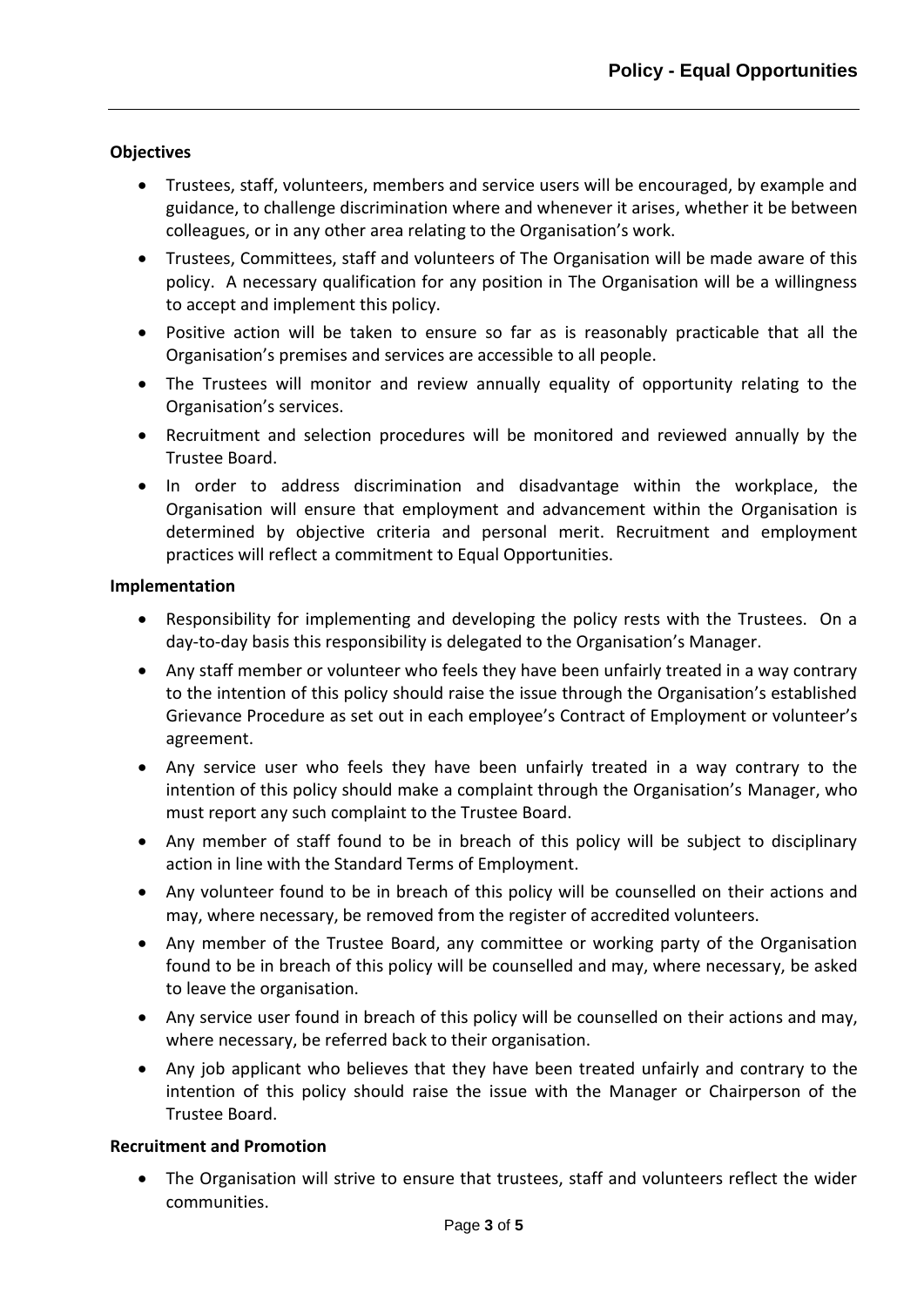**Objectives**

- Trustees, staff, volunteers, members and service users will be encouraged, by example and guidance, to challenge discrimination where and whenever it arises, whether it be between colleagues, or in any other area relating to the Organisation's work.
- Trustees, Committees, staff and volunteers of The Organisation will be made aware of this policy. A necessary qualification for any position in The Organisation will be a willingness to accept and implement this policy.
- Positive action will be taken to ensure so far as is reasonably practicable that all the Organisation's premises and services are accessible to all people.
- The Trustees will monitor and review annually equality of opportunity relating to the Organisation's services.
- Recruitment and selection procedures will be monitored and reviewed annually by the Trustee Board.
- In order to address discrimination and disadvantage within the workplace, the Organisation will ensure that employment and advancement within the Organisation is determined by objective criteria and personal merit. Recruitment and employment practices will reflect a commitment to Equal Opportunities.

**Implementation**

- Responsibility for implementing and developing the policy rests with the Trustees. On a day-to-day basis this responsibility is delegated to the Organisation's Manager.
- Any staff member or volunteer who feels they have been unfairly treated in a way contrary to the intention of this policy should raise the issue through the Organisation's established Grievance Procedure as set out in each employee's Contract of Employment or volunteer's agreement.
- Any service user who feels they have been unfairly treated in a way contrary to the intention of this policy should make a complaint through the Organisation's Manager, who must report any such complaint to the Trustee Board.
- Any member of staff found to be in breach of this policy will be subject to disciplinary action in line with the Standard Terms of Employment.
- Any volunteer found to be in breach of this policy will be counselled on their actions and may, where necessary, be removed from the register of accredited volunteers.
- Any member of the Trustee Board, any committee or working party of the Organisation found to be in breach of this policy will be counselled and may, where necessary, be asked to leave the organisation.
- Any service user found in breach of this policy will be counselled on their actions and may, where necessary, be referred back to their organisation.
- Any job applicant who believes that they have been treated unfairly and contrary to the intention of this policy should raise the issue with the Manager or Chairperson of the Trustee Board.

**Recruitment and Promotion**

- The Organisation will strive to ensure that trustees, staff and volunteers reflect the wider communities.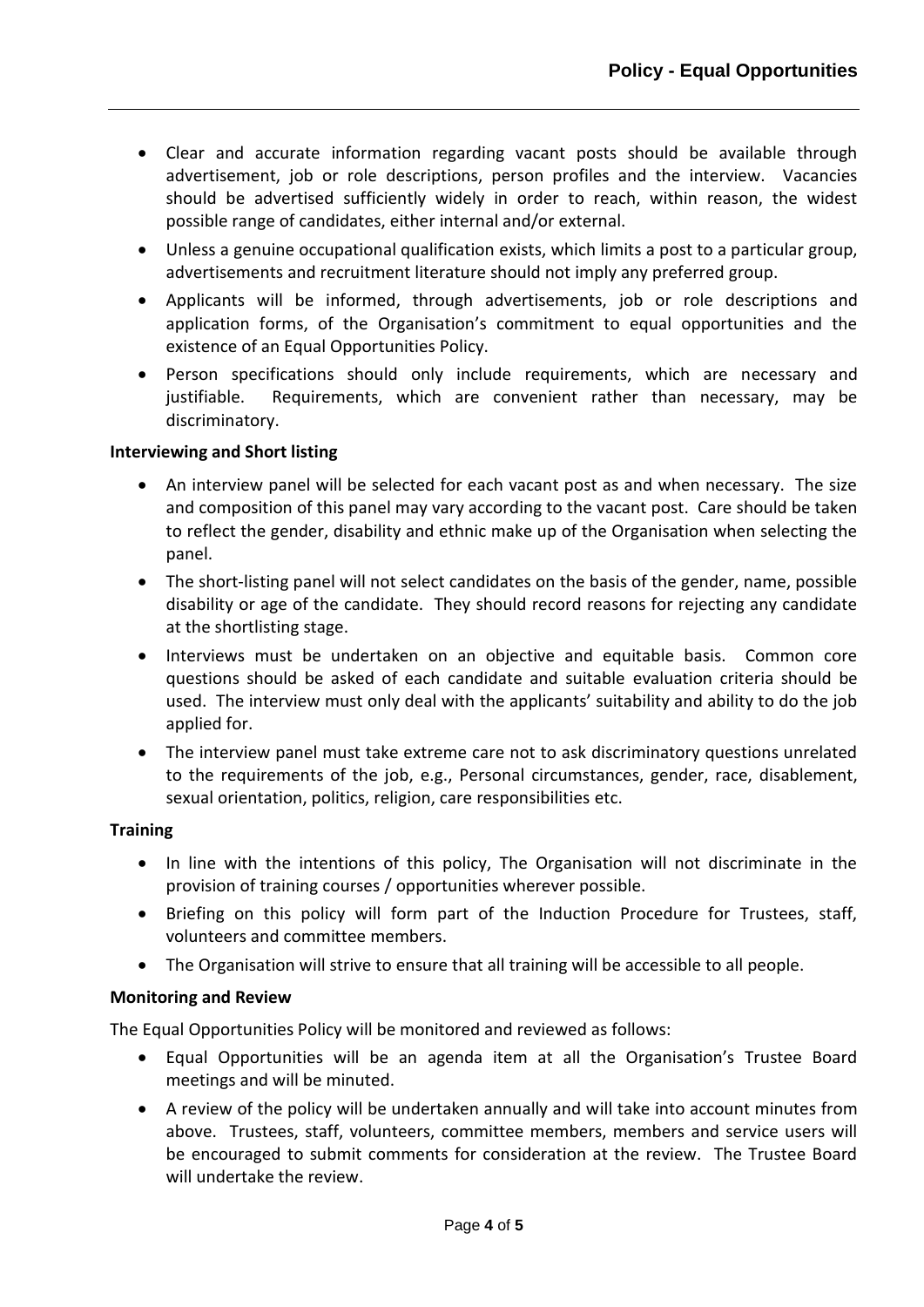- Clear and accurate information regarding vacant posts should be available through advertisement, job or role descriptions, person profiles and the interview. Vacancies should be advertised sufficiently widely in order to reach, within reason, the widest possible range of candidates, either internal and/or external.
- Unless a genuine occupational qualification exists, which limits a post to a particular group, advertisements and recruitment literature should not imply any preferred group.
- Applicants will be informed, through advertisements, job or role descriptions and application forms, of the Organisation's commitment to equal opportunities and the existence of an Equal Opportunities Policy.
- Person specifications should only include requirements, which are necessary and justifiable. Requirements, which are convenient rather than necessary, may be discriminatory.

**Interviewing and Short listing**

- An interview panel will be selected for each vacant post as and when necessary. The size and composition of this panel may vary according to the vacant post. Care should be taken to reflect the gender, disability and ethnic make up of the Organisation when selecting the panel.
- The short-listing panel will not select candidates on the basis of the gender, name, possible disability or age of the candidate. They should record reasons for rejecting any candidate at the shortlisting stage.
- Interviews must be undertaken on an objective and equitable basis. Common core questions should be asked of each candidate and suitable evaluation criteria should be used. The interview must only deal with the applicants' suitability and ability to do the job applied for.
- The interview panel must take extreme care not to ask discriminatory questions unrelated to the requirements of the job, e.g., Personal circumstances, gender, race, disablement, sexual orientation, politics, religion, care responsibilities etc.

**Training**

- In line with the intentions of this policy, The Organisation will not discriminate in the provision of training courses / opportunities wherever possible.
- Briefing on this policy will form part of the Induction Procedure for Trustees, staff, volunteers and committee members.
- The Organisation will strive to ensure that all training will be accessible to all people.

**Monitoring and Review**

The Equal Opportunities Policy will be monitored and reviewed as follows:

- Equal Opportunities will be an agenda item at all the Organisation's Trustee Board meetings and will be minuted.
- A review of the policy will be undertaken annually and will take into account minutes from above. Trustees, staff, volunteers, committee members, members and service users will be encouraged to submit comments for consideration at the review. The Trustee Board will undertake the review.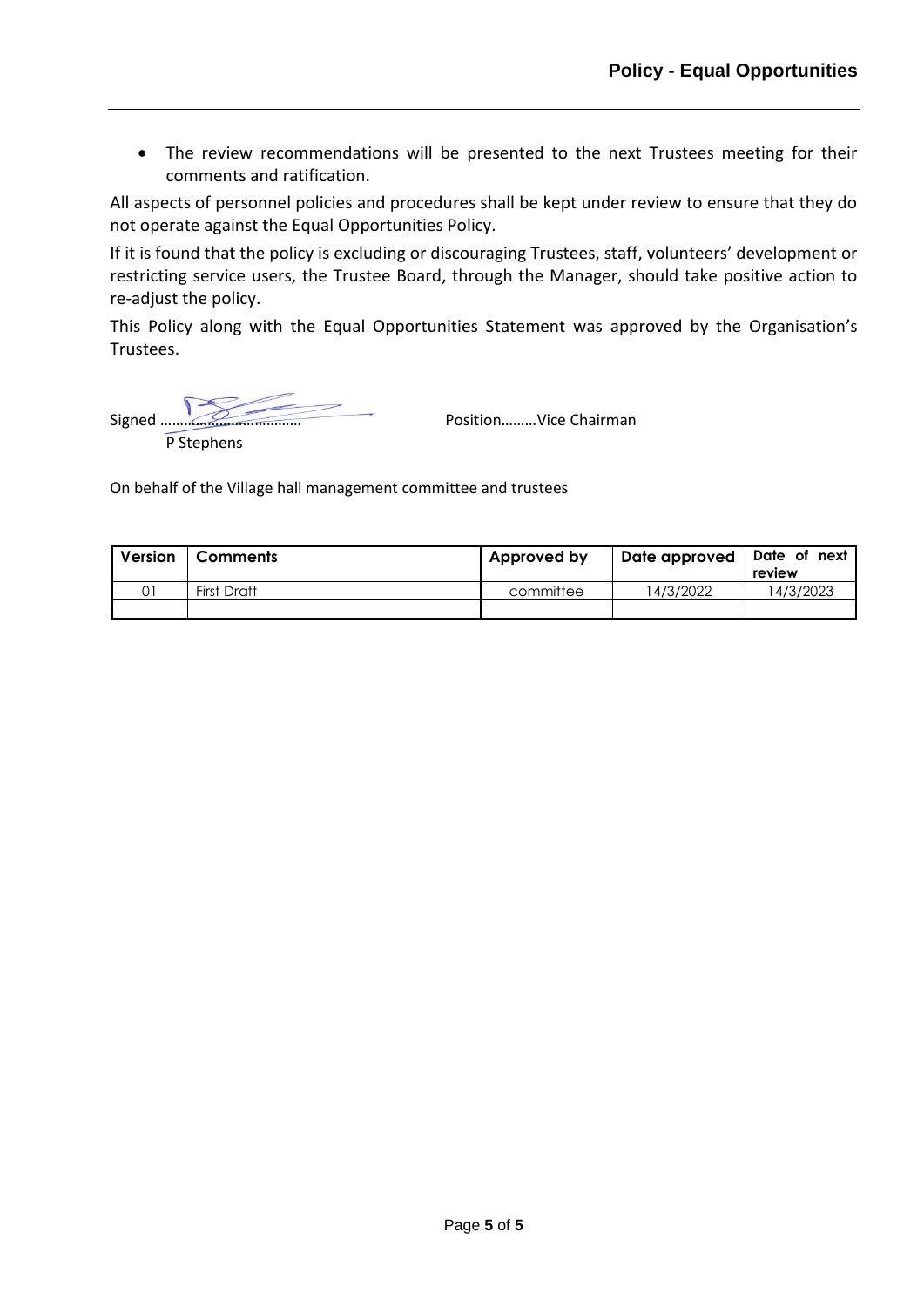- The review recommendations will be presented to the next Trustees meeting for their comments and ratification.

All aspects of personnel policies and procedures shall be kept under review to ensure that they do not operate against the Equal Opportunities Policy.

If it is found that the policy is excluding or discouraging Trustees, staff, volunteers' development or restricting service users, the Trustee Board, through the Manager, should take positive action to re-adjust the policy.

This Policy along with the Equal Opportunities Statement was approved by the Organisation's Trustees.

Signed ………………………………… Position………Vice Chairman

P Stephens

On behalf of the Village hall management committee and trustees

| Version | Comments | Approved by | Date approved | Date of next review |
|---|---|---|---|---|
| 01 | First Draft | committee | 14/3/2022 | 14/3/2023 |
| | | | | |